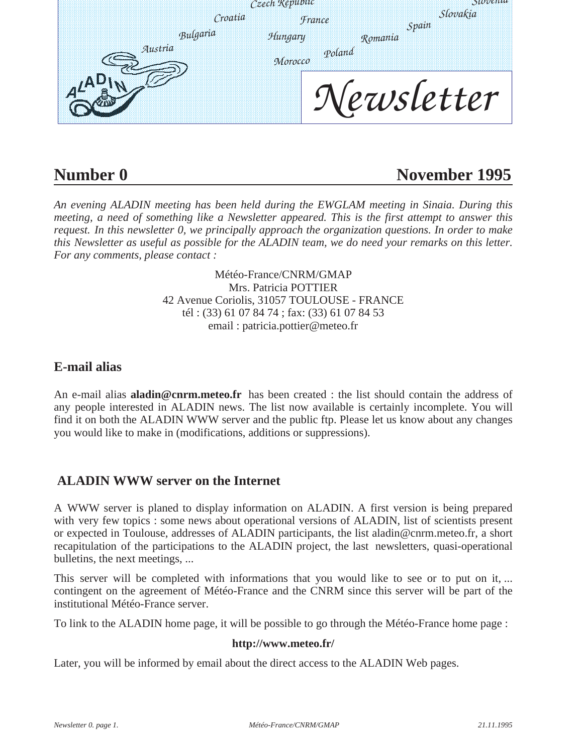# Newsletter

## Number 0 — November 1995

*An evening ALADIN meeting has been held during the EWGLAM meeting in Sinaia. During this meeting, a need of something like a Newsletter appeared. This is the first attempt to answer this request. In this newsletter 0, we principally approach the organization questions. In order to make this Newsletter as useful as possible for the ALADIN team, we do need your remarks on this letter. For any comments, please contact :*

Météo-France/CNRM/GMAP
Mrs. Patricia POTTIER
42 Avenue Coriolis, 31057 TOULOUSE - FRANCE
tél : (33) 61 07 84 74 ; fax: (33) 61 07 84 53
email : patricia.pottier@meteo.fr

## E-mail alias

An e-mail alias **aladin@cnrm.meteo.fr** has been created : the list should contain the address of any people interested in ALADIN news. The list now available is certainly incomplete. You will find it on both the ALADIN WWW server and the public ftp. Please let us know about any changes you would like to make in (modifications, additions or suppressions).

## ALADIN WWW server on the Internet

A WWW server is planed to display information on ALADIN. A first version is being prepared with very few topics : some news about operational versions of ALADIN, list of scientists present or expected in Toulouse, addresses of ALADIN participants, the list aladin@cnrm.meteo.fr, a short recapitulation of the participations to the ALADIN project, the last newsletters, quasi-operational bulletins, the next meetings, ...

This server will be completed with informations that you would like to see or to put on it, ... contingent on the agreement of Météo-France and the CNRM since this server will be part of the institutional Météo-France server.

To link to the ALADIN home page, it will be possible to go through the Météo-France home page :

**http://www.meteo.fr/**

Later, you will be informed by email about the direct access to the ALADIN Web pages.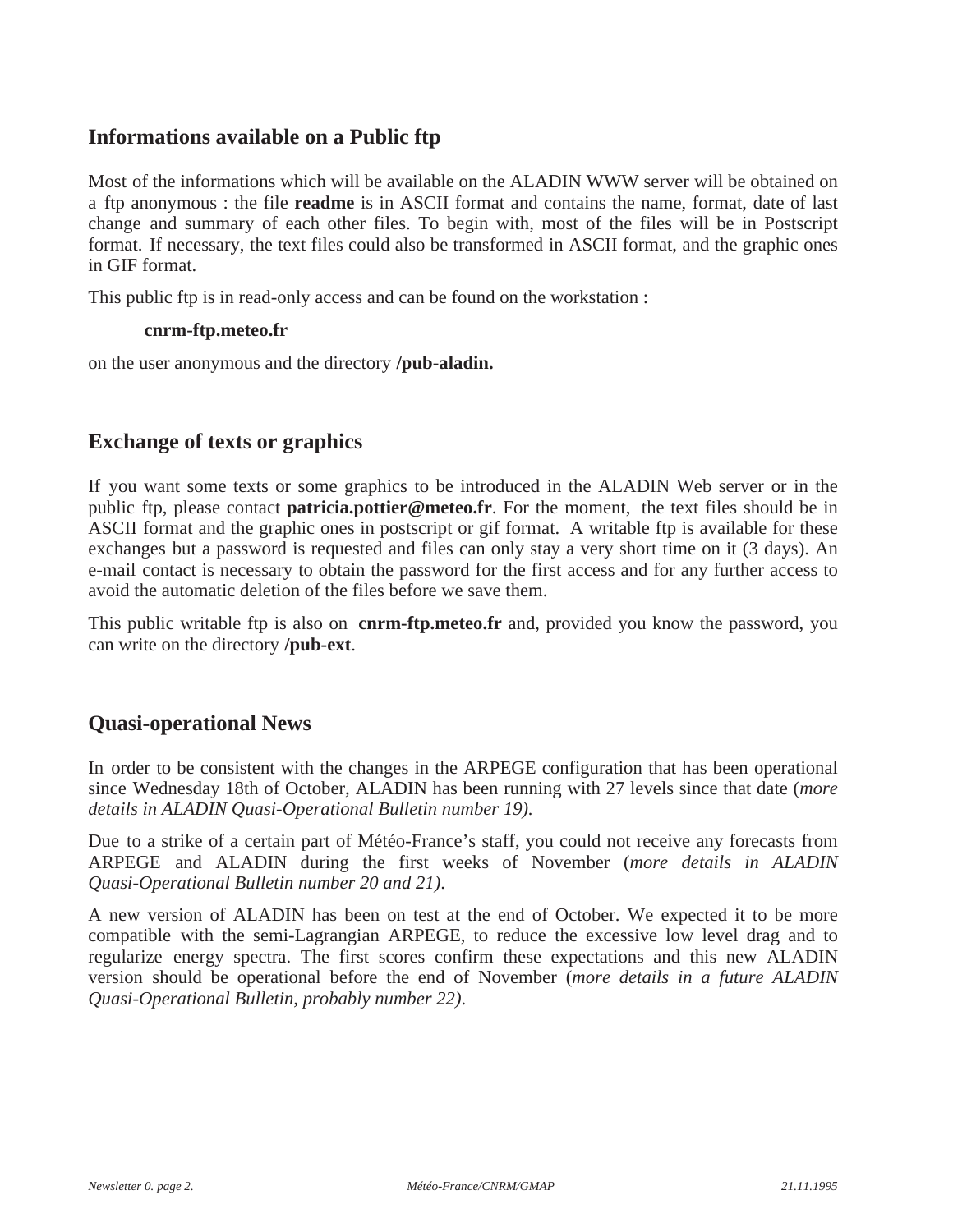## Informations available on a Public ftp

Most of the informations which will be available on the ALADIN WWW server will be obtained on a ftp anonymous : the file **readme** is in ASCII format and contains the name, format, date of last change and summary of each other files. To begin with, most of the files will be in Postscript format. If necessary, the text files could also be transformed in ASCII format, and the graphic ones in GIF format.

This public ftp is in read-only access and can be found on the workstation :

**cnrm-ftp.meteo.fr**

on the user anonymous and the directory **/pub-aladin.**

## Exchange of texts or graphics

If you want some texts or some graphics to be introduced in the ALADIN Web server or in the public ftp, please contact **patricia.pottier@meteo.fr**. For the moment, the text files should be in ASCII format and the graphic ones in postscript or gif format. A writable ftp is available for these exchanges but a password is requested and files can only stay a very short time on it (3 days). An e-mail contact is necessary to obtain the password for the first access and for any further access to avoid the automatic deletion of the files before we save them.

This public writable ftp is also on **cnrm-ftp.meteo.fr** and, provided you know the password, you can write on the directory **/pub-ext**.

## Quasi-operational News

In order to be consistent with the changes in the ARPEGE configuration that has been operational since Wednesday 18th of October, ALADIN has been running with 27 levels since that date (*more details in ALADIN Quasi-Operational Bulletin number 19)*.

Due to a strike of a certain part of Météo-France's staff, you could not receive any forecasts from ARPEGE and ALADIN during the first weeks of November (*more details in ALADIN Quasi-Operational Bulletin number 20 and 21)*.

A new version of ALADIN has been on test at the end of October. We expected it to be more compatible with the semi-Lagrangian ARPEGE, to reduce the excessive low level drag and to regularize energy spectra. The first scores confirm these expectations and this new ALADIN version should be operational before the end of November (*more details in a future ALADIN Quasi-Operational Bulletin, probably number 22)*.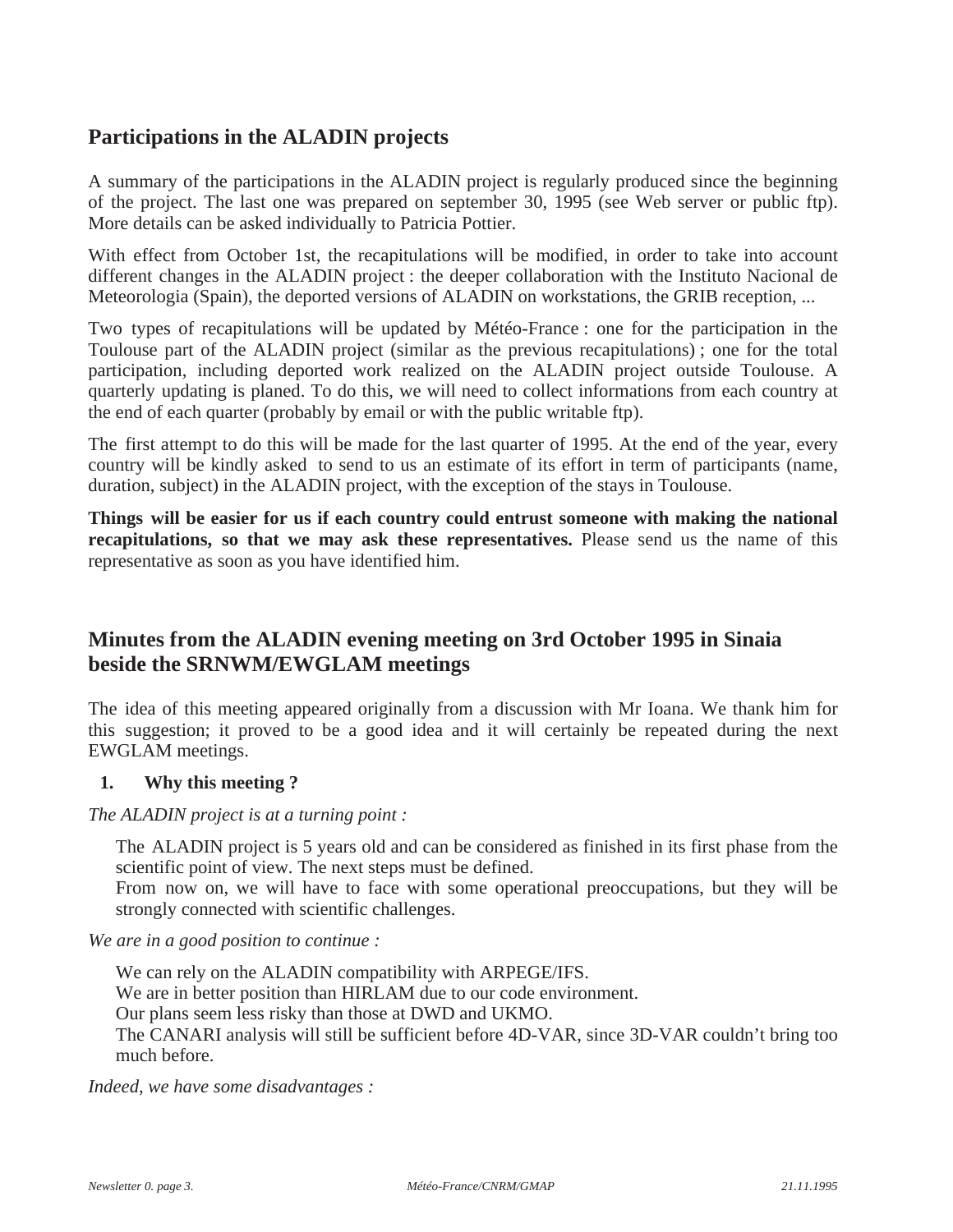## Participations in the ALADIN projects

A summary of the participations in the ALADIN project is regularly produced since the beginning of the project. The last one was prepared on september 30, 1995 (see Web server or public ftp). More details can be asked individually to Patricia Pottier.

With effect from October 1st, the recapitulations will be modified, in order to take into account different changes in the ALADIN project : the deeper collaboration with the Instituto Nacional de Meteorologia (Spain), the deported versions of ALADIN on workstations, the GRIB reception, ...

Two types of recapitulations will be updated by Météo-France : one for the participation in the Toulouse part of the ALADIN project (similar as the previous recapitulations) ; one for the total participation, including deported work realized on the ALADIN project outside Toulouse. A quarterly updating is planed. To do this, we will need to collect informations from each country at the end of each quarter (probably by email or with the public writable ftp).

The first attempt to do this will be made for the last quarter of 1995. At the end of the year, every country will be kindly asked to send to us an estimate of its effort in term of participants (name, duration, subject) in the ALADIN project, with the exception of the stays in Toulouse.

**Things will be easier for us if each country could entrust someone with making the national recapitulations, so that we may ask these representatives.** Please send us the name of this representative as soon as you have identified him.

## Minutes from the ALADIN evening meeting on 3rd October 1995 in Sinaia beside the SRNWM/EWGLAM meetings

The idea of this meeting appeared originally from a discussion with Mr Ioana. We thank him for this suggestion; it proved to be a good idea and it will certainly be repeated during the next EWGLAM meetings.

### 1. Why this meeting ?

*The ALADIN project is at a turning point :*

The ALADIN project is 5 years old and can be considered as finished in its first phase from the scientific point of view. The next steps must be defined.
From now on, we will have to face with some operational preoccupations, but they will be strongly connected with scientific challenges.

*We are in a good position to continue :*

We can rely on the ALADIN compatibility with ARPEGE/IFS.
We are in better position than HIRLAM due to our code environment.
Our plans seem less risky than those at DWD and UKMO.
The CANARI analysis will still be sufficient before 4D-VAR, since 3D-VAR couldn't bring too much before.

*Indeed, we have some disadvantages :*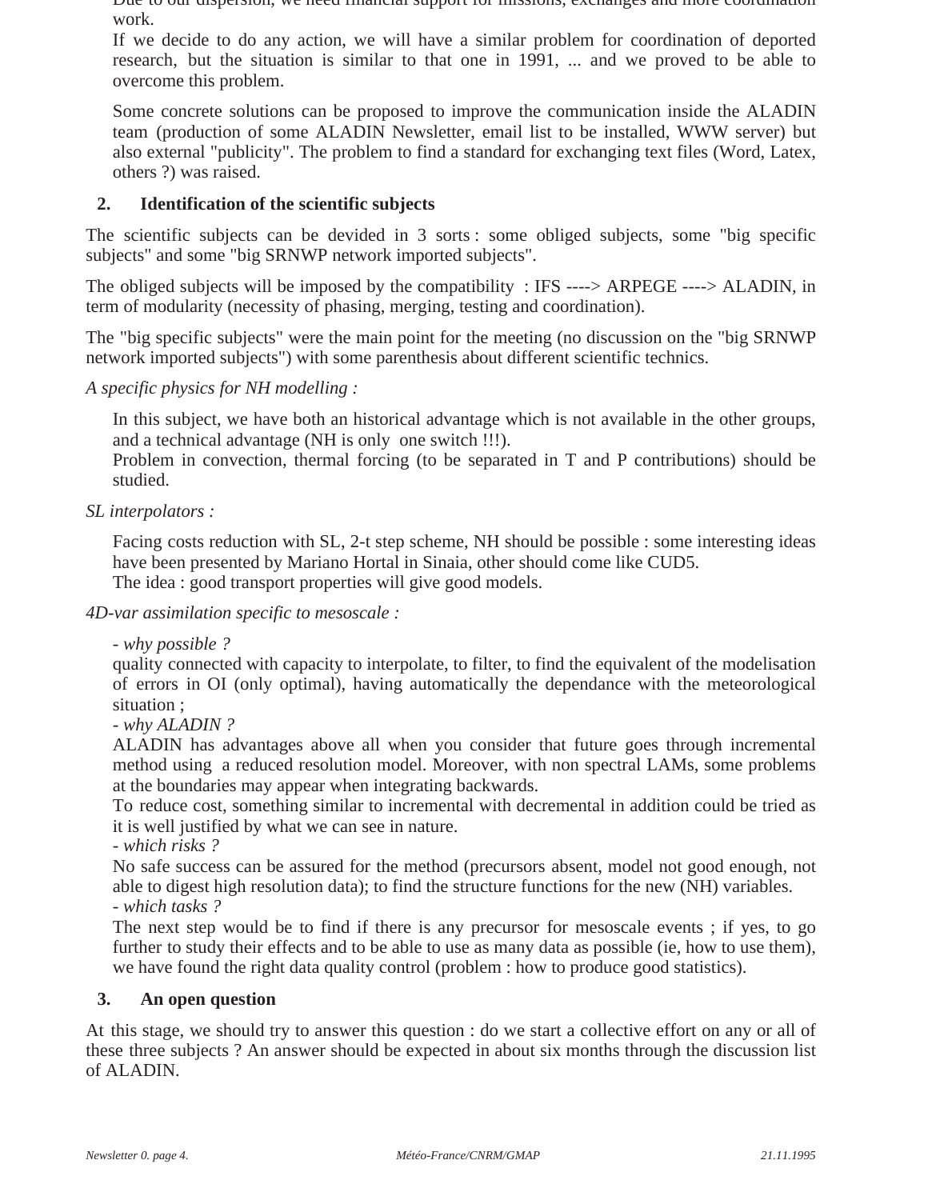Due to our dispersion, we need financial support for missions, exchanges and more coordination work.

If we decide to do any action, we will have a similar problem for coordination of deported research, but the situation is similar to that one in 1991, ... and we proved to be able to overcome this problem.

Some concrete solutions can be proposed to improve the communication inside the ALADIN team (production of some ALADIN Newsletter, email list to be installed, WWW server) but also external "publicity". The problem to find a standard for exchanging text files (Word, Latex, others ?) was raised.

## 2. Identification of the scientific subjects

The scientific subjects can be devided in 3 sorts : some obliged subjects, some "big specific subjects" and some "big SRNWP network imported subjects".

The obliged subjects will be imposed by the compatibility : IFS ----> ARPEGE ----> ALADIN, in term of modularity (necessity of phasing, merging, testing and coordination).

The "big specific subjects" were the main point for the meeting (no discussion on the "big SRNWP network imported subjects") with some parenthesis about different scientific technics.

*A specific physics for NH modelling :*

In this subject, we have both an historical advantage which is not available in the other groups, and a technical advantage (NH is only one switch !!!).
Problem in convection, thermal forcing (to be separated in T and P contributions) should be studied.

*SL interpolators :*

Facing costs reduction with SL, 2-t step scheme, NH should be possible : some interesting ideas have been presented by Mariano Hortal in Sinaia, other should come like CUD5.
The idea : good transport properties will give good models.

*4D-var assimilation specific to mesoscale :*

- *why possible ?*
quality connected with capacity to interpolate, to filter, to find the equivalent of the modelisation of errors in OI (only optimal), having automatically the dependance with the meteorological situation ;
- *why ALADIN ?*
ALADIN has advantages above all when you consider that future goes through incremental method using a reduced resolution model. Moreover, with non spectral LAMs, some problems at the boundaries may appear when integrating backwards.
To reduce cost, something similar to incremental with decremental in addition could be tried as it is well justified by what we can see in nature.
- *which risks ?*
No safe success can be assured for the method (precursors absent, model not good enough, not able to digest high resolution data); to find the structure functions for the new (NH) variables.
- *which tasks ?*
The next step would be to find if there is any precursor for mesoscale events ; if yes, to go further to study their effects and to be able to use as many data as possible (ie, how to use them), we have found the right data quality control (problem : how to produce good statistics).

## 3. An open question

At this stage, we should try to answer this question : do we start a collective effort on any or all of these three subjects ? An answer should be expected in about six months through the discussion list of ALADIN.